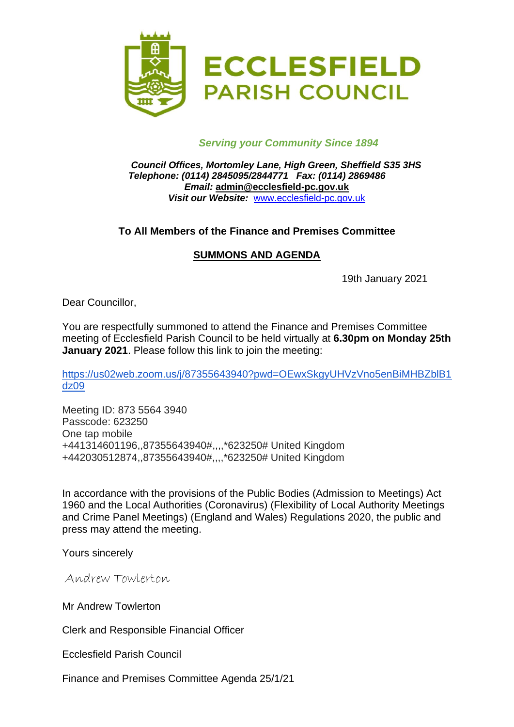# ECCLESFIELD PARISH COUNCIL

*Serving your Community Since 1894*

***Council Offices, Mortomley Lane, High Green, Sheffield S35 3HS***
***Telephone: (0114) 2845095/2844771 Fax: (0114) 2869486***
***Email:* admin@ecclesfield-pc.gov.uk**
***Visit our Website:*** www.ecclesfield-pc.gov.uk

**To All Members of the Finance and Premises Committee**

**SUMMONS AND AGENDA**

19th January 2021

Dear Councillor,

You are respectfully summoned to attend the Finance and Premises Committee meeting of Ecclesfield Parish Council to be held virtually at **6.30pm on Monday 25th January 2021**. Please follow this link to join the meeting:

https://us02web.zoom.us/j/87355643940?pwd=OEwxSkgyUHVzVno5enBiMHBZblB1dz09

Meeting ID: 873 5564 3940
Passcode: 623250
One tap mobile
+441314601196,,87355643940#,,,,*623250# United Kingdom
+442030512874,,87355643940#,,,,*623250# United Kingdom

In accordance with the provisions of the Public Bodies (Admission to Meetings) Act 1960 and the Local Authorities (Coronavirus) (Flexibility of Local Authority Meetings and Crime Panel Meetings) (England and Wales) Regulations 2020, the public and press may attend the meeting.

Yours sincerely

*Andrew Towlerton*

Mr Andrew Towlerton

Clerk and Responsible Financial Officer

Ecclesfield Parish Council

Finance and Premises Committee Agenda 25/1/21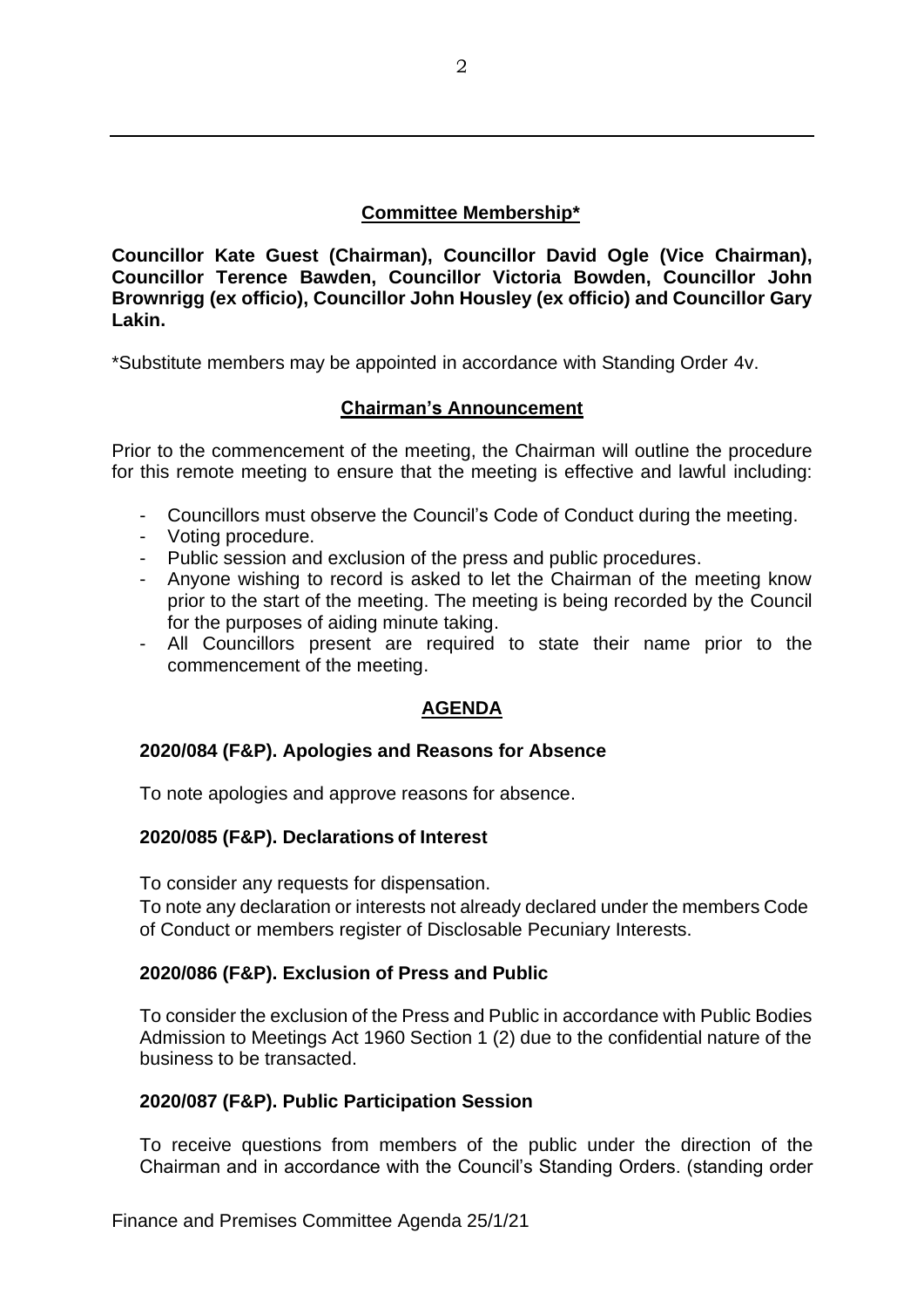## Committee Membership*

**Councillor Kate Guest (Chairman), Councillor David Ogle (Vice Chairman), Councillor Terence Bawden, Councillor Victoria Bowden, Councillor John Brownrigg (ex officio), Councillor John Housley (ex officio) and Councillor Gary Lakin.**

*Substitute members may be appointed in accordance with Standing Order 4v.

## Chairman's Announcement

Prior to the commencement of the meeting, the Chairman will outline the procedure for this remote meeting to ensure that the meeting is effective and lawful including:

- Councillors must observe the Council's Code of Conduct during the meeting.
- Voting procedure.
- Public session and exclusion of the press and public procedures.
- Anyone wishing to record is asked to let the Chairman of the meeting know prior to the start of the meeting. The meeting is being recorded by the Council for the purposes of aiding minute taking.
- All Councillors present are required to state their name prior to the commencement of the meeting.

## AGENDA

### 2020/084 (F&P). Apologies and Reasons for Absence

To note apologies and approve reasons for absence.

### 2020/085 (F&P). Declarations of Interest

To consider any requests for dispensation.
To note any declaration or interests not already declared under the members Code of Conduct or members register of Disclosable Pecuniary Interests.

### 2020/086 (F&P). Exclusion of Press and Public

To consider the exclusion of the Press and Public in accordance with Public Bodies Admission to Meetings Act 1960 Section 1 (2) due to the confidential nature of the business to be transacted.

### 2020/087 (F&P). Public Participation Session

To receive questions from members of the public under the direction of the Chairman and in accordance with the Council's Standing Orders. (standing order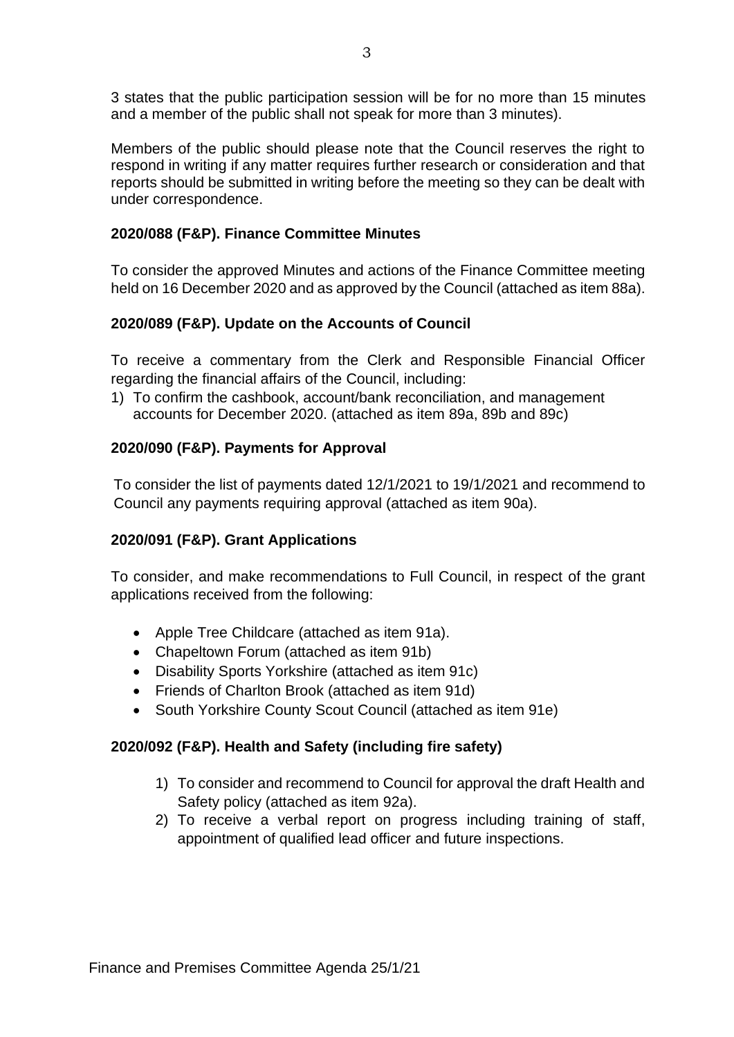3 states that the public participation session will be for no more than 15 minutes and a member of the public shall not speak for more than 3 minutes).

Members of the public should please note that the Council reserves the right to respond in writing if any matter requires further research or consideration and that reports should be submitted in writing before the meeting so they can be dealt with under correspondence.

**2020/088 (F&P). Finance Committee Minutes**

To consider the approved Minutes and actions of the Finance Committee meeting held on 16 December 2020 and as approved by the Council (attached as item 88a).

**2020/089 (F&P). Update on the Accounts of Council**

To receive a commentary from the Clerk and Responsible Financial Officer regarding the financial affairs of the Council, including:

1) To confirm the cashbook, account/bank reconciliation, and management accounts for December 2020. (attached as item 89a, 89b and 89c)

**2020/090 (F&P). Payments for Approval**

To consider the list of payments dated 12/1/2021 to 19/1/2021 and recommend to Council any payments requiring approval (attached as item 90a).

**2020/091 (F&P). Grant Applications**

To consider, and make recommendations to Full Council, in respect of the grant applications received from the following:

- Apple Tree Childcare (attached as item 91a).
- Chapeltown Forum (attached as item 91b)
- Disability Sports Yorkshire (attached as item 91c)
- Friends of Charlton Brook (attached as item 91d)
- South Yorkshire County Scout Council (attached as item 91e)

**2020/092 (F&P). Health and Safety (including fire safety)**

1) To consider and recommend to Council for approval the draft Health and Safety policy (attached as item 92a).
2) To receive a verbal report on progress including training of staff, appointment of qualified lead officer and future inspections.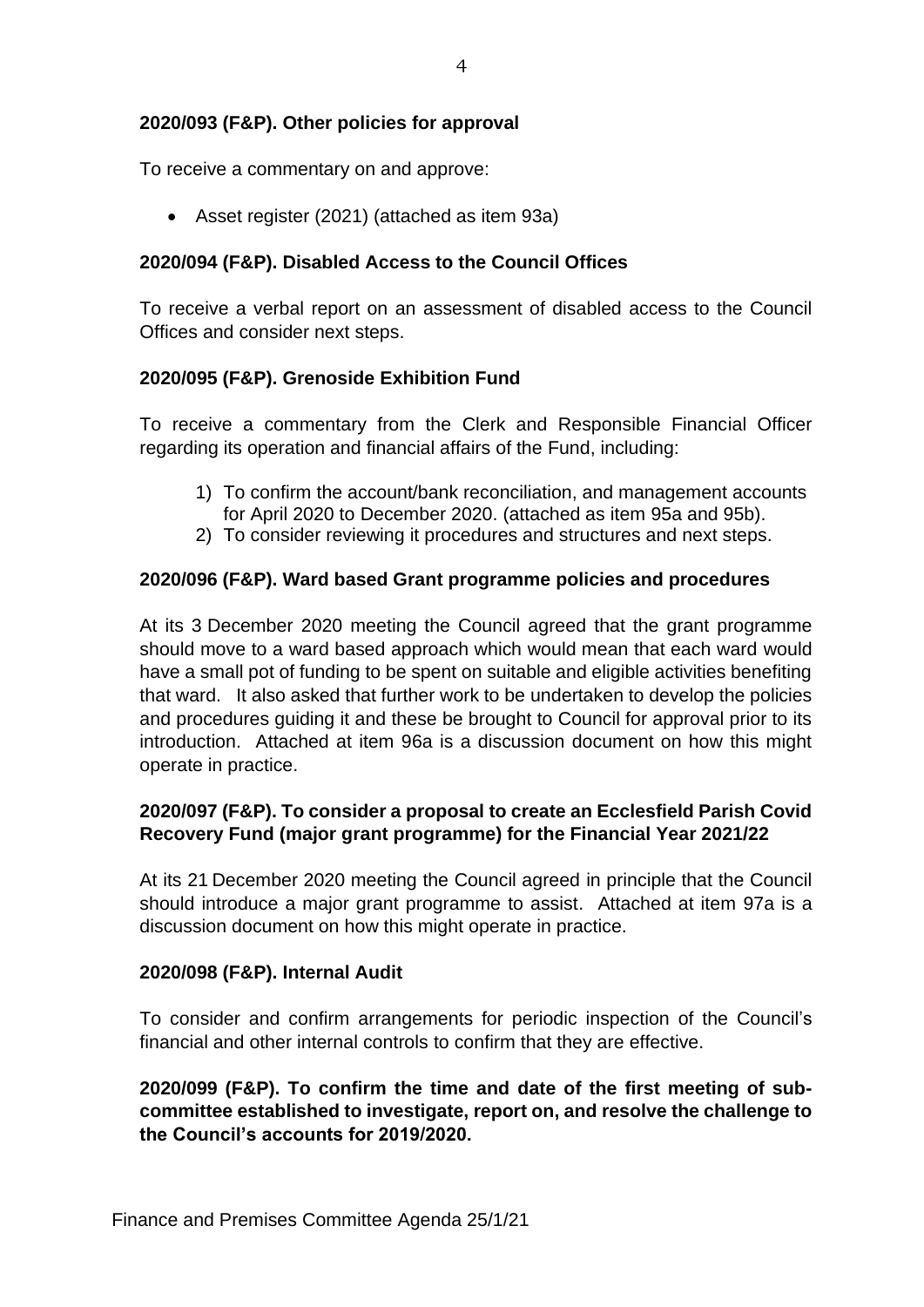**2020/093 (F&P). Other policies for approval**

To receive a commentary on and approve:

- Asset register (2021) (attached as item 93a)

**2020/094 (F&P). Disabled Access to the Council Offices**

To receive a verbal report on an assessment of disabled access to the Council Offices and consider next steps.

**2020/095 (F&P). Grenoside Exhibition Fund**

To receive a commentary from the Clerk and Responsible Financial Officer regarding its operation and financial affairs of the Fund, including:

1) To confirm the account/bank reconciliation, and management accounts for April 2020 to December 2020. (attached as item 95a and 95b).
2) To consider reviewing it procedures and structures and next steps.

**2020/096 (F&P). Ward based Grant programme policies and procedures**

At its 3 December 2020 meeting the Council agreed that the grant programme should move to a ward based approach which would mean that each ward would have a small pot of funding to be spent on suitable and eligible activities benefiting that ward. It also asked that further work to be undertaken to develop the policies and procedures guiding it and these be brought to Council for approval prior to its introduction. Attached at item 96a is a discussion document on how this might operate in practice.

**2020/097 (F&P). To consider a proposal to create an Ecclesfield Parish Covid Recovery Fund (major grant programme) for the Financial Year 2021/22**

At its 21 December 2020 meeting the Council agreed in principle that the Council should introduce a major grant programme to assist. Attached at item 97a is a discussion document on how this might operate in practice.

**2020/098 (F&P). Internal Audit**

To consider and confirm arrangements for periodic inspection of the Council's financial and other internal controls to confirm that they are effective.

**2020/099 (F&P). To confirm the time and date of the first meeting of sub-committee established to investigate, report on, and resolve the challenge to the Council's accounts for 2019/2020.**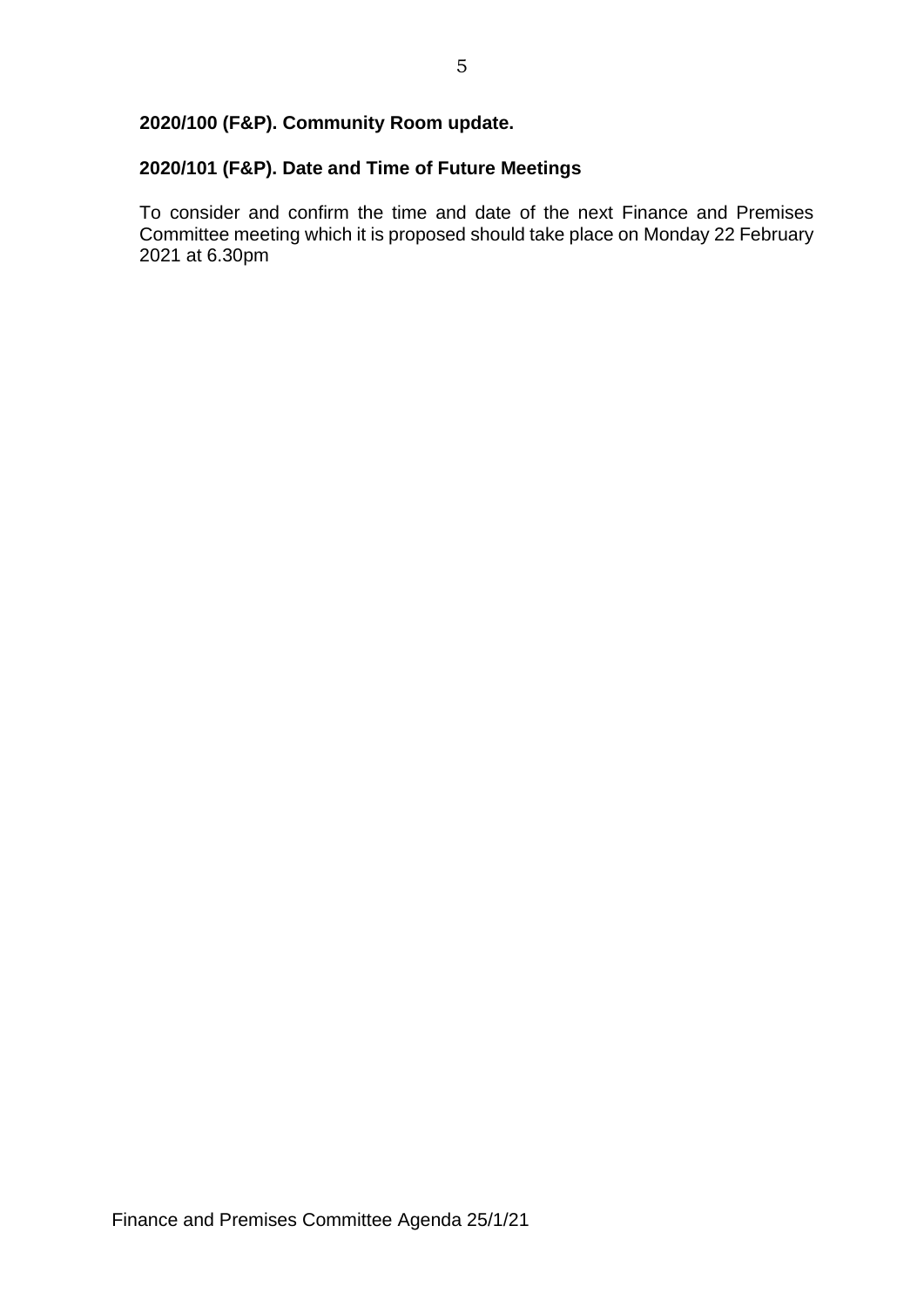**2020/100 (F&P). Community Room update.**

**2020/101 (F&P). Date and Time of Future Meetings**

To consider and confirm the time and date of the next Finance and Premises Committee meeting which it is proposed should take place on Monday 22 February 2021 at 6.30pm